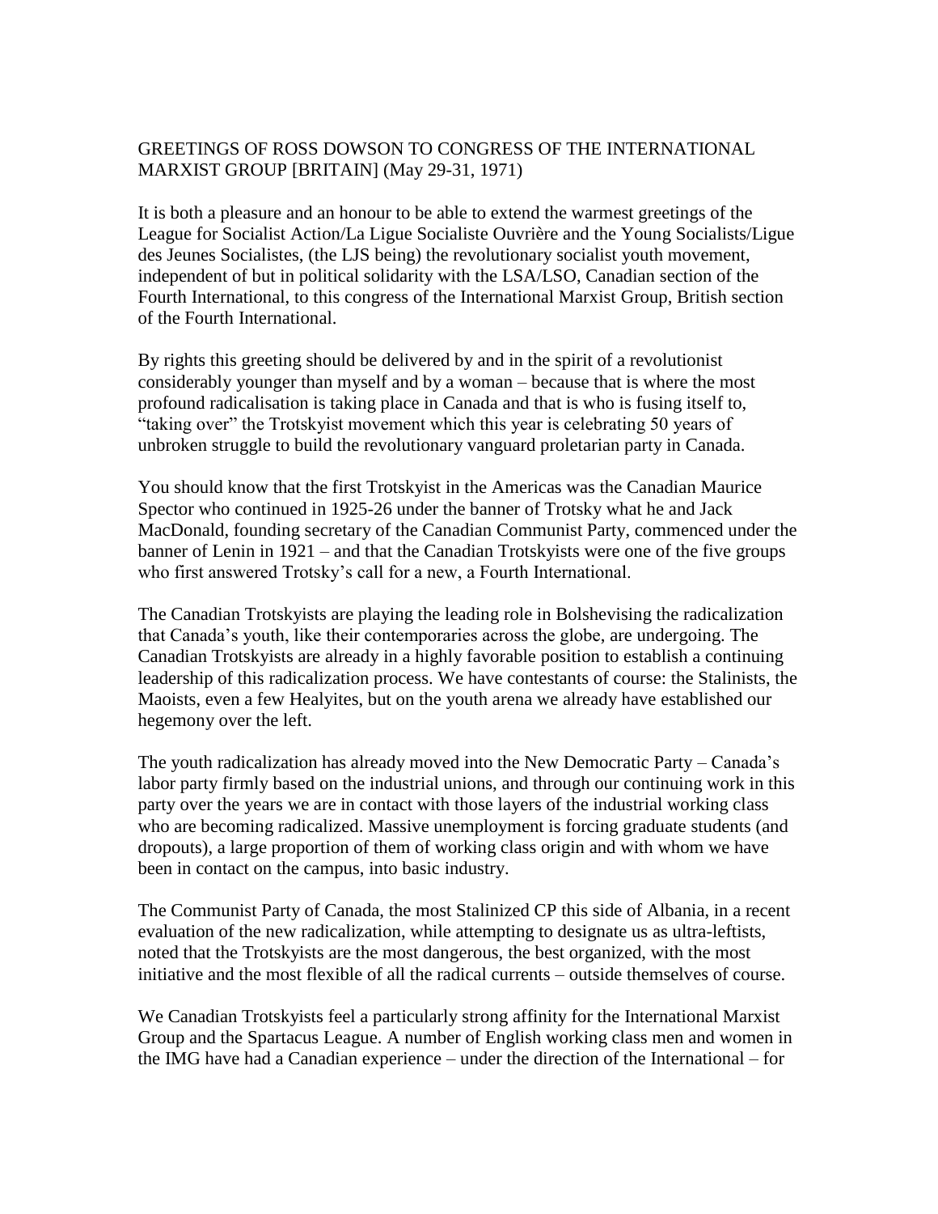GREETINGS OF ROSS DOWSON TO CONGRESS OF THE INTERNATIONAL MARXIST GROUP [BRITAIN] (May 29-31, 1971)

It is both a pleasure and an honour to be able to extend the warmest greetings of the League for Socialist Action/La Ligue Socialiste Ouvrière and the Young Socialists/Ligue des Jeunes Socialistes, (the LJS being) the revolutionary socialist youth movement, independent of but in political solidarity with the LSA/LSO, Canadian section of the Fourth International, to this congress of the International Marxist Group, British section of the Fourth International.

By rights this greeting should be delivered by and in the spirit of a revolutionist considerably younger than myself and by a woman – because that is where the most profound radicalisation is taking place in Canada and that is who is fusing itself to, "taking over" the Trotskyist movement which this year is celebrating 50 years of unbroken struggle to build the revolutionary vanguard proletarian party in Canada.

You should know that the first Trotskyist in the Americas was the Canadian Maurice Spector who continued in 1925-26 under the banner of Trotsky what he and Jack MacDonald, founding secretary of the Canadian Communist Party, commenced under the banner of Lenin in 1921 – and that the Canadian Trotskyists were one of the five groups who first answered Trotsky's call for a new, a Fourth International.

The Canadian Trotskyists are playing the leading role in Bolshevising the radicalization that Canada's youth, like their contemporaries across the globe, are undergoing. The Canadian Trotskyists are already in a highly favorable position to establish a continuing leadership of this radicalization process. We have contestants of course: the Stalinists, the Maoists, even a few Healyites, but on the youth arena we already have established our hegemony over the left.

The youth radicalization has already moved into the New Democratic Party – Canada's labor party firmly based on the industrial unions, and through our continuing work in this party over the years we are in contact with those layers of the industrial working class who are becoming radicalized. Massive unemployment is forcing graduate students (and dropouts), a large proportion of them of working class origin and with whom we have been in contact on the campus, into basic industry.

The Communist Party of Canada, the most Stalinized CP this side of Albania, in a recent evaluation of the new radicalization, while attempting to designate us as ultra-leftists, noted that the Trotskyists are the most dangerous, the best organized, with the most initiative and the most flexible of all the radical currents – outside themselves of course.

We Canadian Trotskyists feel a particularly strong affinity for the International Marxist Group and the Spartacus League. A number of English working class men and women in the IMG have had a Canadian experience – under the direction of the International – for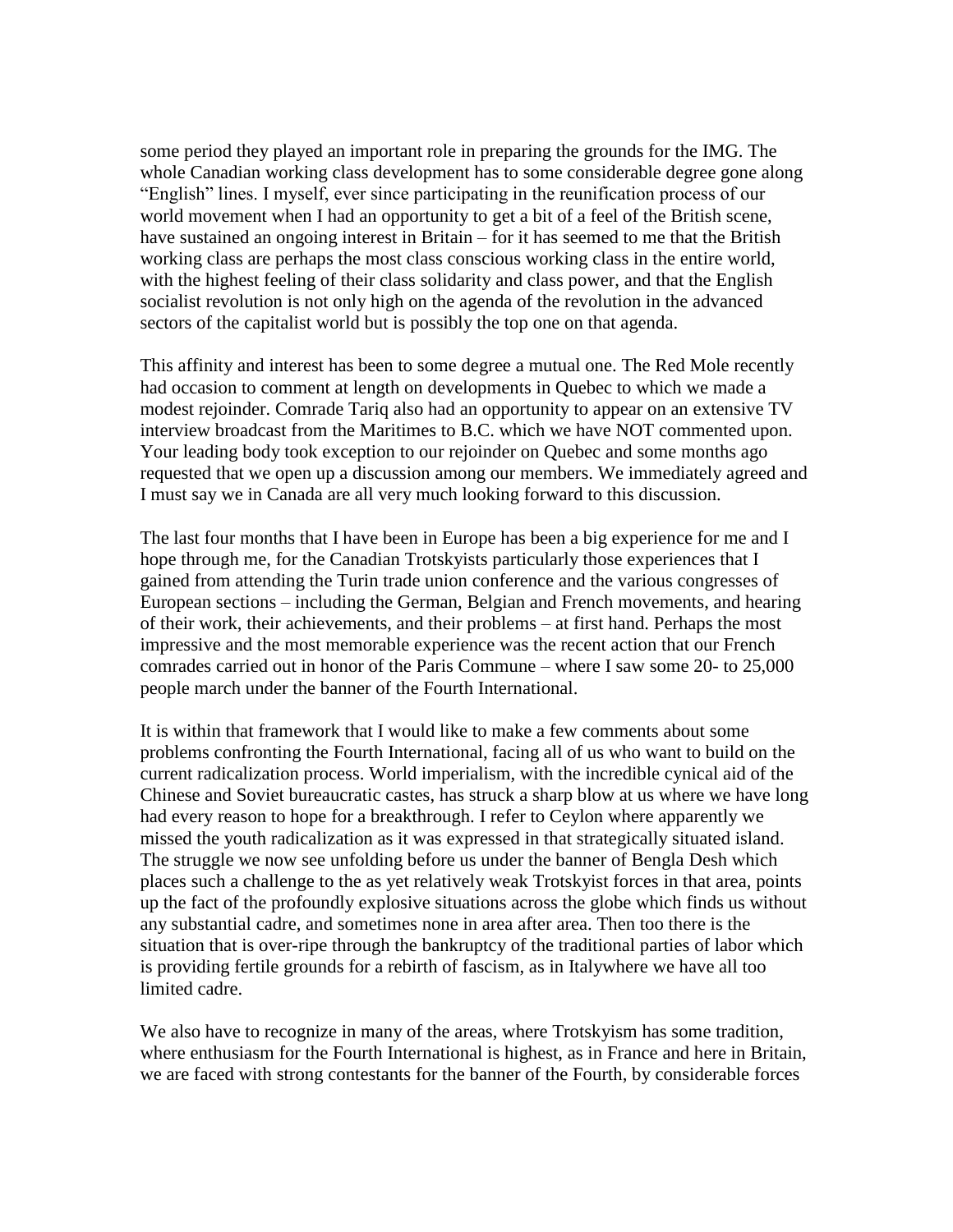some period they played an important role in preparing the grounds for the IMG. The whole Canadian working class development has to some considerable degree gone along "English" lines. I myself, ever since participating in the reunification process of our world movement when I had an opportunity to get a bit of a feel of the British scene, have sustained an ongoing interest in Britain – for it has seemed to me that the British working class are perhaps the most class conscious working class in the entire world, with the highest feeling of their class solidarity and class power, and that the English socialist revolution is not only high on the agenda of the revolution in the advanced sectors of the capitalist world but is possibly the top one on that agenda.

This affinity and interest has been to some degree a mutual one. The Red Mole recently had occasion to comment at length on developments in Quebec to which we made a modest rejoinder. Comrade Tariq also had an opportunity to appear on an extensive TV interview broadcast from the Maritimes to B.C. which we have NOT commented upon. Your leading body took exception to our rejoinder on Quebec and some months ago requested that we open up a discussion among our members. We immediately agreed and I must say we in Canada are all very much looking forward to this discussion.

The last four months that I have been in Europe has been a big experience for me and I hope through me, for the Canadian Trotskyists particularly those experiences that I gained from attending the Turin trade union conference and the various congresses of European sections – including the German, Belgian and French movements, and hearing of their work, their achievements, and their problems – at first hand. Perhaps the most impressive and the most memorable experience was the recent action that our French comrades carried out in honor of the Paris Commune – where I saw some 20- to 25,000 people march under the banner of the Fourth International.

It is within that framework that I would like to make a few comments about some problems confronting the Fourth International, facing all of us who want to build on the current radicalization process. World imperialism, with the incredible cynical aid of the Chinese and Soviet bureaucratic castes, has struck a sharp blow at us where we have long had every reason to hope for a breakthrough. I refer to Ceylon where apparently we missed the youth radicalization as it was expressed in that strategically situated island. The struggle we now see unfolding before us under the banner of Bengla Desh which places such a challenge to the as yet relatively weak Trotskyist forces in that area, points up the fact of the profoundly explosive situations across the globe which finds us without any substantial cadre, and sometimes none in area after area. Then too there is the situation that is over-ripe through the bankruptcy of the traditional parties of labor which is providing fertile grounds for a rebirth of fascism, as in Italywhere we have all too limited cadre.

We also have to recognize in many of the areas, where Trotskyism has some tradition, where enthusiasm for the Fourth International is highest, as in France and here in Britain, we are faced with strong contestants for the banner of the Fourth, by considerable forces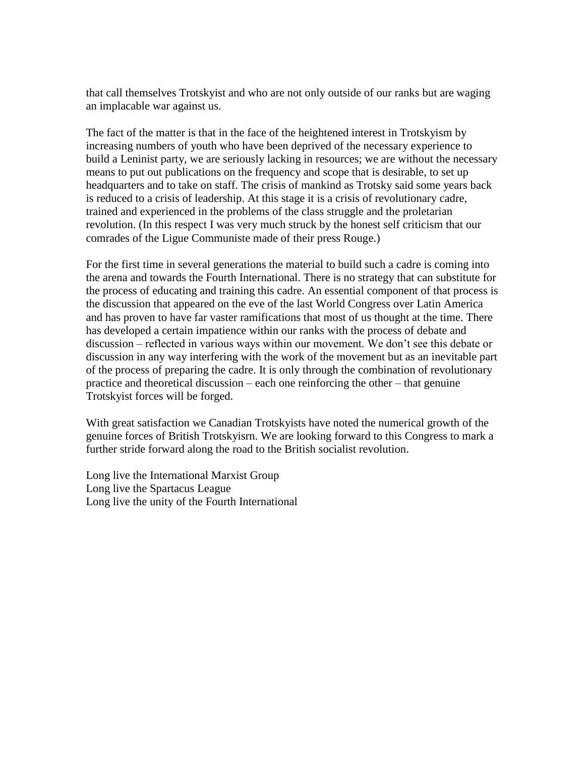that call themselves Trotskyist and who are not only outside of our ranks but are waging an implacable war against us.

The fact of the matter is that in the face of the heightened interest in Trotskyism by increasing numbers of youth who have been deprived of the necessary experience to build a Leninist party, we are seriously lacking in resources; we are without the necessary means to put out publications on the frequency and scope that is desirable, to set up headquarters and to take on staff. The crisis of mankind as Trotsky said some years back is reduced to a crisis of leadership. At this stage it is a crisis of revolutionary cadre, trained and experienced in the problems of the class struggle and the proletarian revolution. (In this respect I was very much struck by the honest self criticism that our comrades of the Ligue Communiste made of their press Rouge.)

For the first time in several generations the material to build such a cadre is coming into the arena and towards the Fourth International. There is no strategy that can substitute for the process of educating and training this cadre. An essential component of that process is the discussion that appeared on the eve of the last World Congress over Latin America and has proven to have far vaster ramifications that most of us thought at the time. There has developed a certain impatience within our ranks with the process of debate and discussion – reflected in various ways within our movement. We don't see this debate or discussion in any way interfering with the work of the movement but as an inevitable part of the process of preparing the cadre. It is only through the combination of revolutionary practice and theoretical discussion – each one reinforcing the other – that genuine Trotskyist forces will be forged.

With great satisfaction we Canadian Trotskyists have noted the numerical growth of the genuine forces of British Trotskyisrn. We are looking forward to this Congress to mark a further stride forward along the road to the British socialist revolution.

Long live the International Marxist Group
Long live the Spartacus League
Long live the unity of the Fourth International